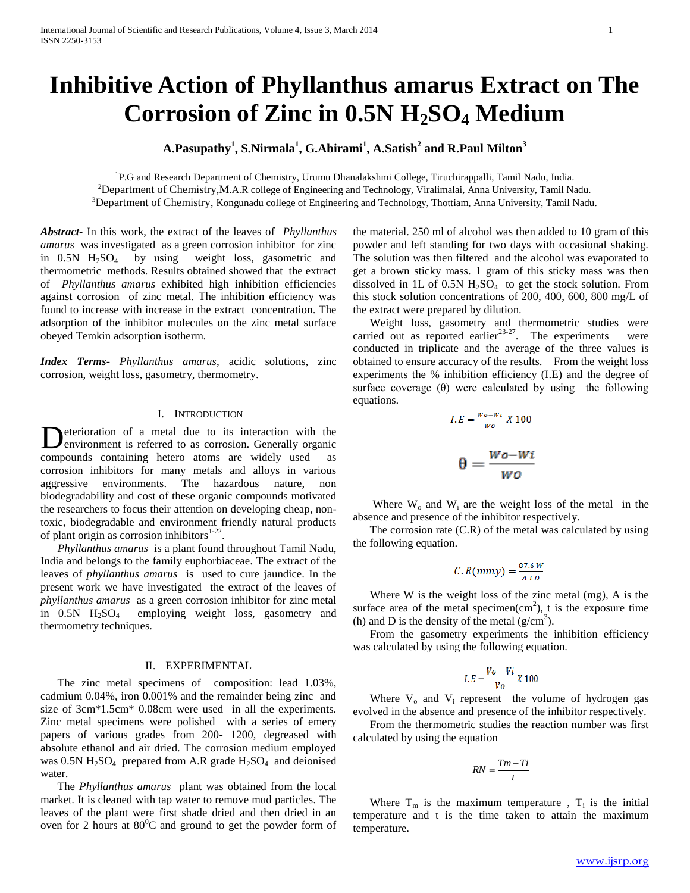# Inhibitive Action of Phyllanthus amarus Extract on The Corrosion of Zinc in 0.5N $H_2SO_4$ Medium

**A.Pasupathy[1], S.Nirmala[1], G.Abirami[1], A.Satish[2] and R.Paul Milton[3]**

[1]P.G and Research Department of Chemistry, Urumu Dhanalakshmi College, Tiruchirappalli, Tamil Nadu, India.
[2]Department of Chemistry,M.A.R college of Engineering and Technology, Viralimalai, Anna University, Tamil Nadu.
[3]Department of Chemistry, Kongunadu college of Engineering and Technology, Thottiam, Anna University, Tamil Nadu.

***Abstract*-** In this work, the extract of the leaves of *Phyllanthus amarus* was investigated as a green corrosion inhibitor for zinc in 0.5N $H_2SO_4$ by using weight loss, gasometric and thermometric methods. Results obtained showed that the extract of *Phyllanthus amarus* exhibited high inhibition efficiencies against corrosion of zinc metal. The inhibition efficiency was found to increase with increase in the extract concentration. The adsorption of the inhibitor molecules on the zinc metal surface obeyed Temkin adsorption isotherm.

***Index Terms*-** *Phyllanthus amarus*, acidic solutions, zinc corrosion, weight loss, gasometry, thermometry.

## I. Introduction

Deterioration of a metal due to its interaction with the environment is referred to as corrosion. Generally organic compounds containing hetero atoms are widely used as corrosion inhibitors for many metals and alloys in various aggressive environments. The hazardous nature, non biodegradability and cost of these organic compounds motivated the researchers to focus their attention on developing cheap, non-toxic, biodegradable and environment friendly natural products of plant origin as corrosion inhibitors[1-22].

*Phyllanthus amarus* is a plant found throughout Tamil Nadu, India and belongs to the family euphorbiaceae. The extract of the leaves of *phyllanthus amarus* is used to cure jaundice. In the present work we have investigated the extract of the leaves of *phyllanthus amarus* as a green corrosion inhibitor for zinc metal in 0.5N $H_2SO_4$ employing weight loss, gasometry and thermometry techniques.

## II. Experimental

The zinc metal specimens of composition: lead 1.03%, cadmium 0.04%, iron 0.001% and the remainder being zinc and size of 3cm*1.5cm* 0.08cm were used in all the experiments. Zinc metal specimens were polished with a series of emery papers of various grades from 200- 1200, degreased with absolute ethanol and air dried. The corrosion medium employed was 0.5N $H_2SO_4$ prepared from A.R grade $H_2SO_4$ and deionised water.

The *Phyllanthus amarus* plant was obtained from the local market. It is cleaned with tap water to remove mud particles. The leaves of the plant were first shade dried and then dried in an oven for 2 hours at $80^0$C and ground to get the powder form of the material. 250 ml of alcohol was then added to 10 gram of this powder and left standing for two days with occasional shaking. The solution was then filtered and the alcohol was evaporated to get a brown sticky mass. 1 gram of this sticky mass was then dissolved in 1L of 0.5N $H_2SO_4$ to get the stock solution. From this stock solution concentrations of 200, 400, 600, 800 mg/L of the extract were prepared by dilution.

Weight loss, gasometry and thermometric studies were carried out as reported earlier[23-27]. The experiments were conducted in triplicate and the average of the three values is obtained to ensure accuracy of the results. From the weight loss experiments the % inhibition efficiency (I.E) and the degree of surface coverage (θ) were calculated by using the following equations.

$$I.E = \frac{Wo - Wi}{Wo} X\, 100$$

$$\theta = \frac{Wo - Wi}{Wo}$$

Where $W_o$ and $W_i$ are the weight loss of the metal in the absence and presence of the inhibitor respectively.

The corrosion rate (C.R) of the metal was calculated by using the following equation.

$$C.R(mmy) = \frac{87.6\, W}{A\, t\, D}$$

Where W is the weight loss of the zinc metal (mg), A is the surface area of the metal specimen($cm^2$), t is the exposure time (h) and D is the density of the metal ($g/cm^3$).

From the gasometry experiments the inhibition efficiency was calculated by using the following equation.

$$I.E = \frac{Vo - Vi}{Vo} X\, 100$$

Where $V_o$ and $V_i$ represent the volume of hydrogen gas evolved in the absence and presence of the inhibitor respectively.

From the thermometric studies the reaction number was first calculated by using the equation

$$RN = \frac{Tm - Ti}{t}$$

Where $T_m$ is the maximum temperature , $T_i$ is the initial temperature and t is the time taken to attain the maximum temperature.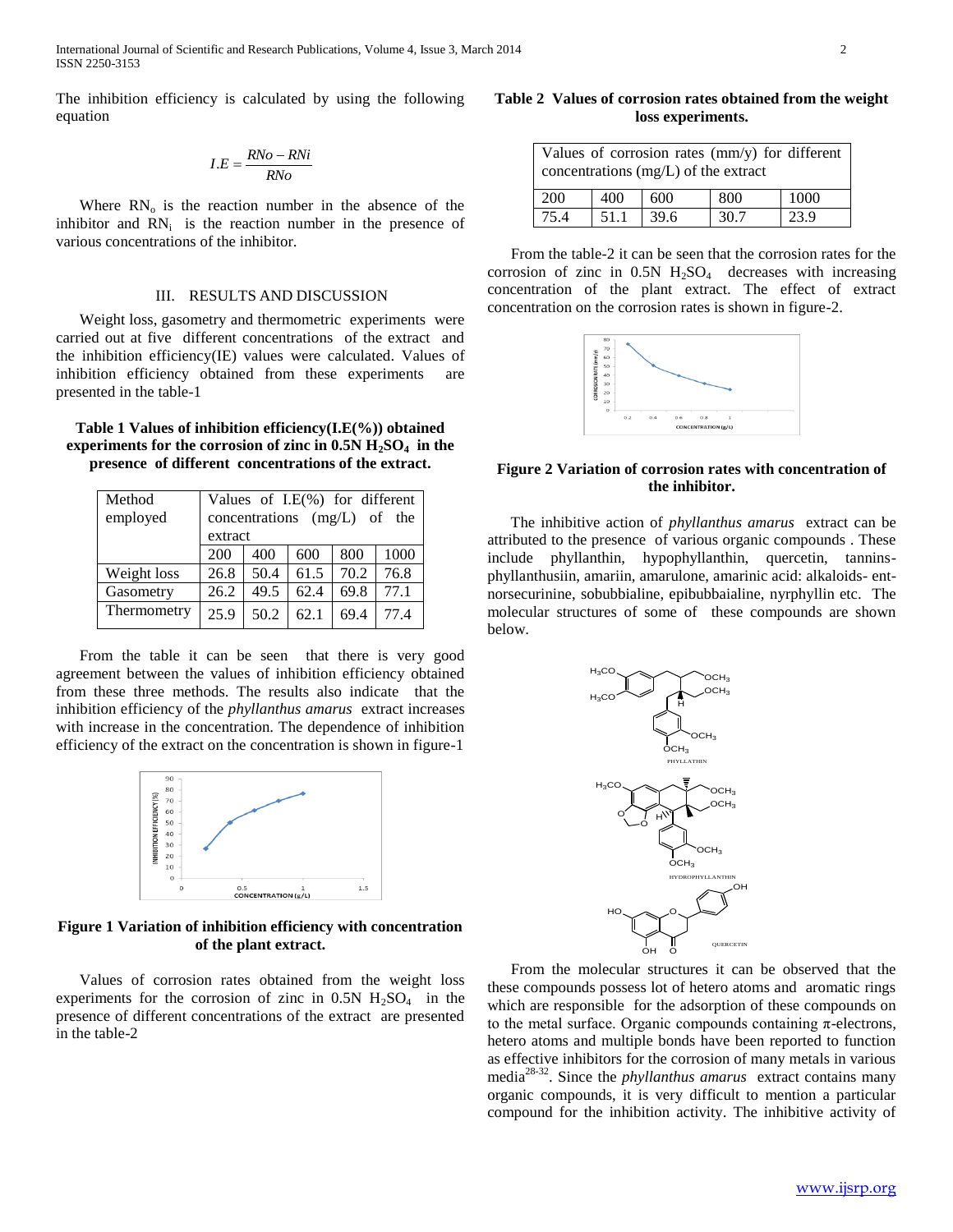The inhibition efficiency is calculated by using the following equation

$$I.E = \frac{RNo - RNi}{RNo}$$

Where $RN_o$ is the reaction number in the absence of the inhibitor and $RN_i$ is the reaction number in the presence of various concentrations of the inhibitor.

## III. RESULTS AND DISCUSSION

Weight loss, gasometry and thermometric experiments were carried out at five different concentrations of the extract and the inhibition efficiency(IE) values were calculated. Values of inhibition efficiency obtained from these experiments are presented in the table-1

**Table 1 Values of inhibition efficiency(I.E(%)) obtained experiments for the corrosion of zinc in 0.5N $H_2SO_4$ in the presence of different concentrations of the extract.**

| Method employed | Values of I.E(%) for different concentrations (mg/L) of the extract | | | | |
|---|---|---|---|---|---|
| | 200 | 400 | 600 | 800 | 1000 |
| Weight loss | 26.8 | 50.4 | 61.5 | 70.2 | 76.8 |
| Gasometry | 26.2 | 49.5 | 62.4 | 69.8 | 77.1 |
| Thermometry | 25.9 | 50.2 | 62.1 | 69.4 | 77.4 |

From the table it can be seen that there is very good agreement between the values of inhibition efficiency obtained from these three methods. The results also indicate that the inhibition efficiency of the *phyllanthus amarus* extract increases with increase in the concentration. The dependence of inhibition efficiency of the extract on the concentration is shown in figure-1

**Figure 1 Variation of inhibition efficiency with concentration of the plant extract.**

Values of corrosion rates obtained from the weight loss experiments for the corrosion of zinc in 0.5N $H_2SO_4$ in the presence of different concentrations of the extract are presented in the table-2

**Table 2 Values of corrosion rates obtained from the weight loss experiments.**

| Values of corrosion rates (mm/y) for different concentrations (mg/L) of the extract | | | | |
|---|---|---|---|---|
| 200 | 400 | 600 | 800 | 1000 |
| 75.4 | 51.1 | 39.6 | 30.7 | 23.9 |

From the table-2 it can be seen that the corrosion rates for the corrosion of zinc in 0.5N $H_2SO_4$ decreases with increasing concentration of the plant extract. The effect of extract concentration on the corrosion rates is shown in figure-2.

**Figure 2 Variation of corrosion rates with concentration of the inhibitor.**

The inhibitive action of *phyllanthus amarus* extract can be attributed to the presence of various organic compounds . These include phyllanthin, hypophyllanthin, quercetin, tannins-phyllanthusiin, amariin, amarulone, amarinic acid: alkaloids- ent-norsecurinine, sobubbialine, epibubbaialine, nyrphyllin etc. The molecular structures of some of these compounds are shown below.

PHYLLATHIN

HYDROPHYLLANTHIN

QUERCETIN

From the molecular structures it can be observed that the these compounds possess lot of hetero atoms and aromatic rings which are responsible for the adsorption of these compounds on to the metal surface. Organic compounds containing π-electrons, hetero atoms and multiple bonds have been reported to function as effective inhibitors for the corrosion of many metals in various media[28-32]. Since the *phyllanthus amarus* extract contains many organic compounds, it is very difficult to mention a particular compound for the inhibition activity. The inhibitive activity of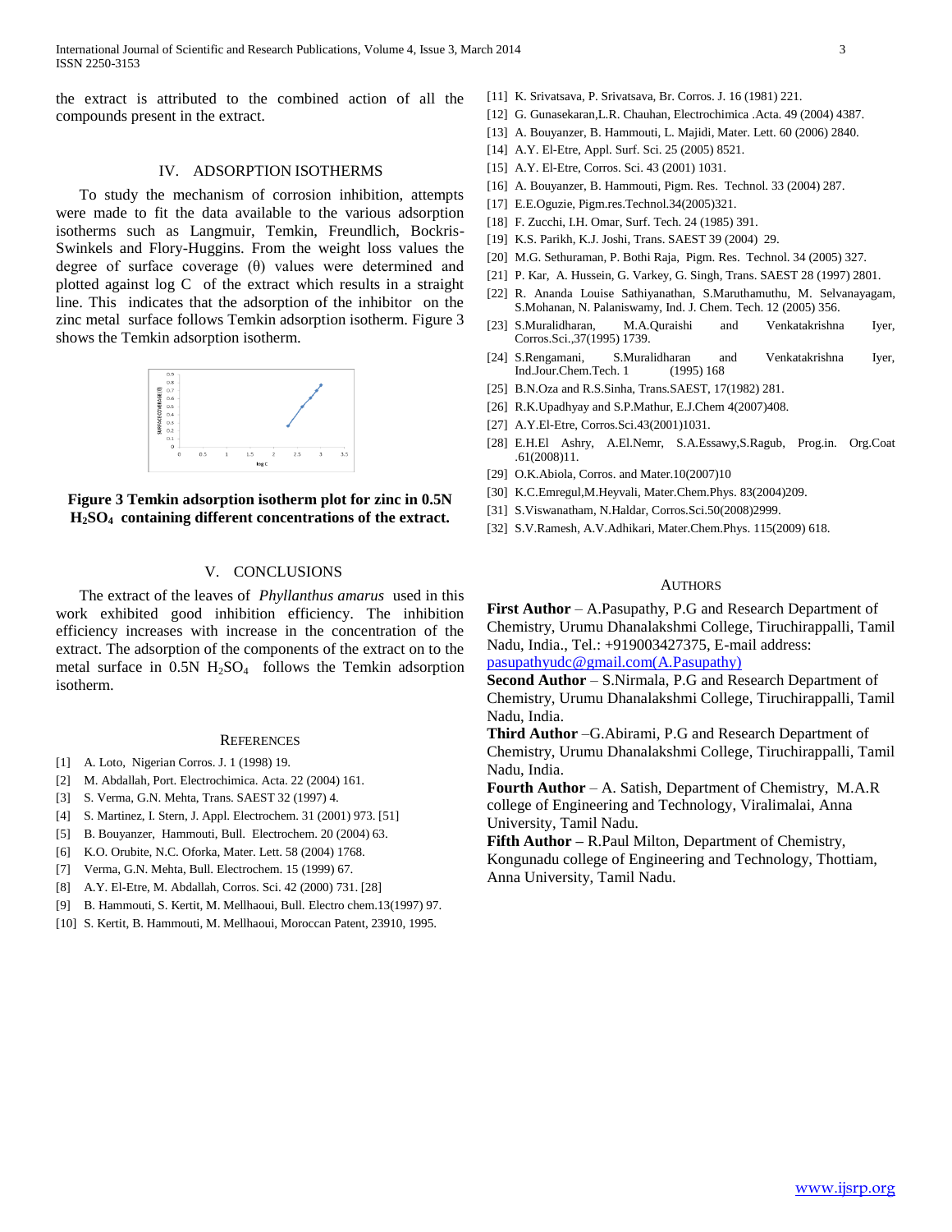the extract is attributed to the combined action of all the compounds present in the extract.

## IV. ADSORPTION ISOTHERMS

To study the mechanism of corrosion inhibition, attempts were made to fit the data available to the various adsorption isotherms such as Langmuir, Temkin, Freundlich, Bockris-Swinkels and Flory-Huggins. From the weight loss values the degree of surface coverage (θ) values were determined and plotted against log C of the extract which results in a straight line. This indicates that the adsorption of the inhibitor on the zinc metal surface follows Temkin adsorption isotherm. Figure 3 shows the Temkin adsorption isotherm.

SURFACE COVERAGE (θ)

0.9
0.8
0.7
0.6
0.5
0.4
0.3
0.2
0.1
0

0 0.5 1 1.5 2 2.5 3 3.5

log C

**Figure 3 Temkin adsorption isotherm plot for zinc in 0.5N $H_2SO_4$ containing different concentrations of the extract.**

## V. CONCLUSIONS

The extract of the leaves of *Phyllanthus amarus* used in this work exhibited good inhibition efficiency. The inhibition efficiency increases with increase in the concentration of the extract. The adsorption of the components of the extract on to the metal surface in 0.5N $H_2SO_4$ follows the Temkin adsorption isotherm.

## REFERENCES

[1] A. Loto, Nigerian Corros. J. 1 (1998) 19.
[2] M. Abdallah, Port. Electrochimica. Acta. 22 (2004) 161.
[3] S. Verma, G.N. Mehta, Trans. SAEST 32 (1997) 4.
[4] S. Martinez, I. Stern, J. Appl. Electrochem. 31 (2001) 973. [51]
[5] B. Bouyanzer, Hammouti, Bull. Electrochem. 20 (2004) 63.
[6] K.O. Orubite, N.C. Oforka, Mater. Lett. 58 (2004) 1768.
[7] Verma, G.N. Mehta, Bull. Electrochem. 15 (1999) 67.
[8] A.Y. El-Etre, M. Abdallah, Corros. Sci. 42 (2000) 731. [28]
[9] B. Hammouti, S. Kertit, M. Mellhaoui, Bull. Electro chem.13(1997) 97.
[10] S. Kertit, B. Hammouti, M. Mellhaoui, Moroccan Patent, 23910, 1995.
[11] K. Srivatsava, P. Srivatsava, Br. Corros. J. 16 (1981) 221.
[12] G. Gunasekaran,L.R. Chauhan, Electrochimica .Acta. 49 (2004) 4387.
[13] A. Bouyanzer, B. Hammouti, L. Majidi, Mater. Lett. 60 (2006) 2840.
[14] A.Y. El-Etre, Appl. Surf. Sci. 25 (2005) 8521.
[15] A.Y. El-Etre, Corros. Sci. 43 (2001) 1031.
[16] A. Bouyanzer, B. Hammouti, Pigm. Res. Technol. 33 (2004) 287.
[17] E.E.Oguzie, Pigm.res.Technol.34(2005)321.
[18] F. Zucchi, I.H. Omar, Surf. Tech. 24 (1985) 391.
[19] K.S. Parikh, K.J. Joshi, Trans. SAEST 39 (2004) 29.
[20] M.G. Sethuraman, P. Bothi Raja, Pigm. Res. Technol. 34 (2005) 327.
[21] P. Kar, A. Hussein, G. Varkey, G. Singh, Trans. SAEST 28 (1997) 2801.
[22] R. Ananda Louise Sathiyanathan, S.Maruthamuthu, M. Selvanayagam, S.Mohanan, N. Palaniswamy, Ind. J. Chem. Tech. 12 (2005) 356.
[23] S.Muralidharan, M.A.Quraishi and Venkatakrishna Iyer, Corros.Sci.,37(1995) 1739.
[24] S.Rengamani, S.Muralidharan and Venkatakrishna Iyer, Ind.Jour.Chem.Tech. 1 (1995) 168
[25] B.N.Oza and R.S.Sinha, Trans.SAEST, 17(1982) 281.
[26] R.K.Upadhyay and S.P.Mathur, E.J.Chem 4(2007)408.
[27] A.Y.El-Etre, Corros.Sci.43(2001)1031.
[28] E.H.El Ashry, A.El.Nemr, S.A.Essawy,S.Ragub, Prog.in. Org.Coat .61(2008)11.
[29] O.K.Abiola, Corros. and Mater.10(2007)10
[30] K.C.Emregul,M.Heyvali, Mater.Chem.Phys. 83(2004)209.
[31] S.Viswanatham, N.Haldar, Corros.Sci.50(2008)2999.
[32] S.V.Ramesh, A.V.Adhikari, Mater.Chem.Phys. 115(2009) 618.

## AUTHORS

**First Author** – A.Pasupathy, P.G and Research Department of Chemistry, Urumu Dhanalakshmi College, Tiruchirappalli, Tamil Nadu, India., Tel.: +919003427375, E-mail address: pasupathyudc@gmail.com(A.Pasupathy)

**Second Author** – S.Nirmala, P.G and Research Department of Chemistry, Urumu Dhanalakshmi College, Tiruchirappalli, Tamil Nadu, India.

**Third Author** –G.Abirami, P.G and Research Department of Chemistry, Urumu Dhanalakshmi College, Tiruchirappalli, Tamil Nadu, India.

**Fourth Author** – A. Satish, Department of Chemistry, M.A.R college of Engineering and Technology, Viralimalai, Anna University, Tamil Nadu.

**Fifth Author –** R.Paul Milton, Department of Chemistry, Kongunadu college of Engineering and Technology, Thottiam, Anna University, Tamil Nadu.